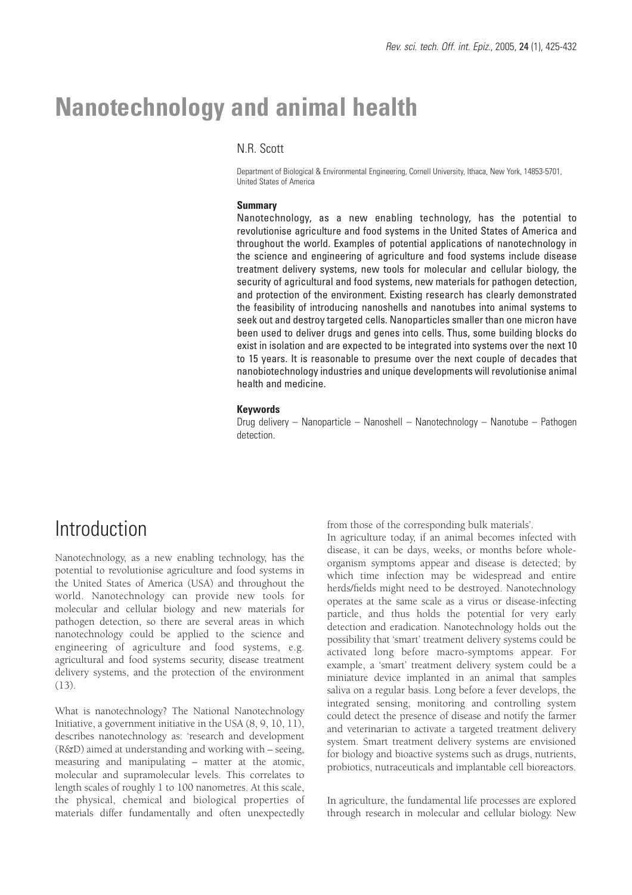# Nanotechnology and animal health

N.R. Scott

Department of Biological & Environmental Engineering, Cornell University, Ithaca, New York, 14853-5701, United States of America

**Summary**

Nanotechnology, as a new enabling technology, has the potential to revolutionise agriculture and food systems in the United States of America and throughout the world. Examples of potential applications of nanotechnology in the science and engineering of agriculture and food systems include disease treatment delivery systems, new tools for molecular and cellular biology, the security of agricultural and food systems, new materials for pathogen detection, and protection of the environment. Existing research has clearly demonstrated the feasibility of introducing nanoshells and nanotubes into animal systems to seek out and destroy targeted cells. Nanoparticles smaller than one micron have been used to deliver drugs and genes into cells. Thus, some building blocks do exist in isolation and are expected to be integrated into systems over the next 10 to 15 years. It is reasonable to presume over the next couple of decades that nanobiotechnology industries and unique developments will revolutionise animal health and medicine.

**Keywords**

Drug delivery – Nanoparticle – Nanoshell – Nanotechnology – Nanotube – Pathogen detection.

## Introduction

Nanotechnology, as a new enabling technology, has the potential to revolutionise agriculture and food systems in the United States of America (USA) and throughout the world. Nanotechnology can provide new tools for molecular and cellular biology and new materials for pathogen detection, so there are several areas in which nanotechnology could be applied to the science and engineering of agriculture and food systems, e.g. agricultural and food systems security, disease treatment delivery systems, and the protection of the environment (13).

What is nanotechnology? The National Nanotechnology Initiative, a government initiative in the USA (8, 9, 10, 11), describes nanotechnology as: 'research and development (R&D) aimed at understanding and working with – seeing, measuring and manipulating – matter at the atomic, molecular and supramolecular levels. This correlates to length scales of roughly 1 to 100 nanometres. At this scale, the physical, chemical and biological properties of materials differ fundamentally and often unexpectedly from those of the corresponding bulk materials'.

In agriculture today, if an animal becomes infected with disease, it can be days, weeks, or months before whole-organism symptoms appear and disease is detected; by which time infection may be widespread and entire herds/fields might need to be destroyed. Nanotechnology operates at the same scale as a virus or disease-infecting particle, and thus holds the potential for very early detection and eradication. Nanotechnology holds out the possibility that 'smart' treatment delivery systems could be activated long before macro-symptoms appear. For example, a 'smart' treatment delivery system could be a miniature device implanted in an animal that samples saliva on a regular basis. Long before a fever develops, the integrated sensing, monitoring and controlling system could detect the presence of disease and notify the farmer and veterinarian to activate a targeted treatment delivery system. Smart treatment delivery systems are envisioned for biology and bioactive systems such as drugs, nutrients, probiotics, nutraceuticals and implantable cell bioreactors.

In agriculture, the fundamental life processes are explored through research in molecular and cellular biology. New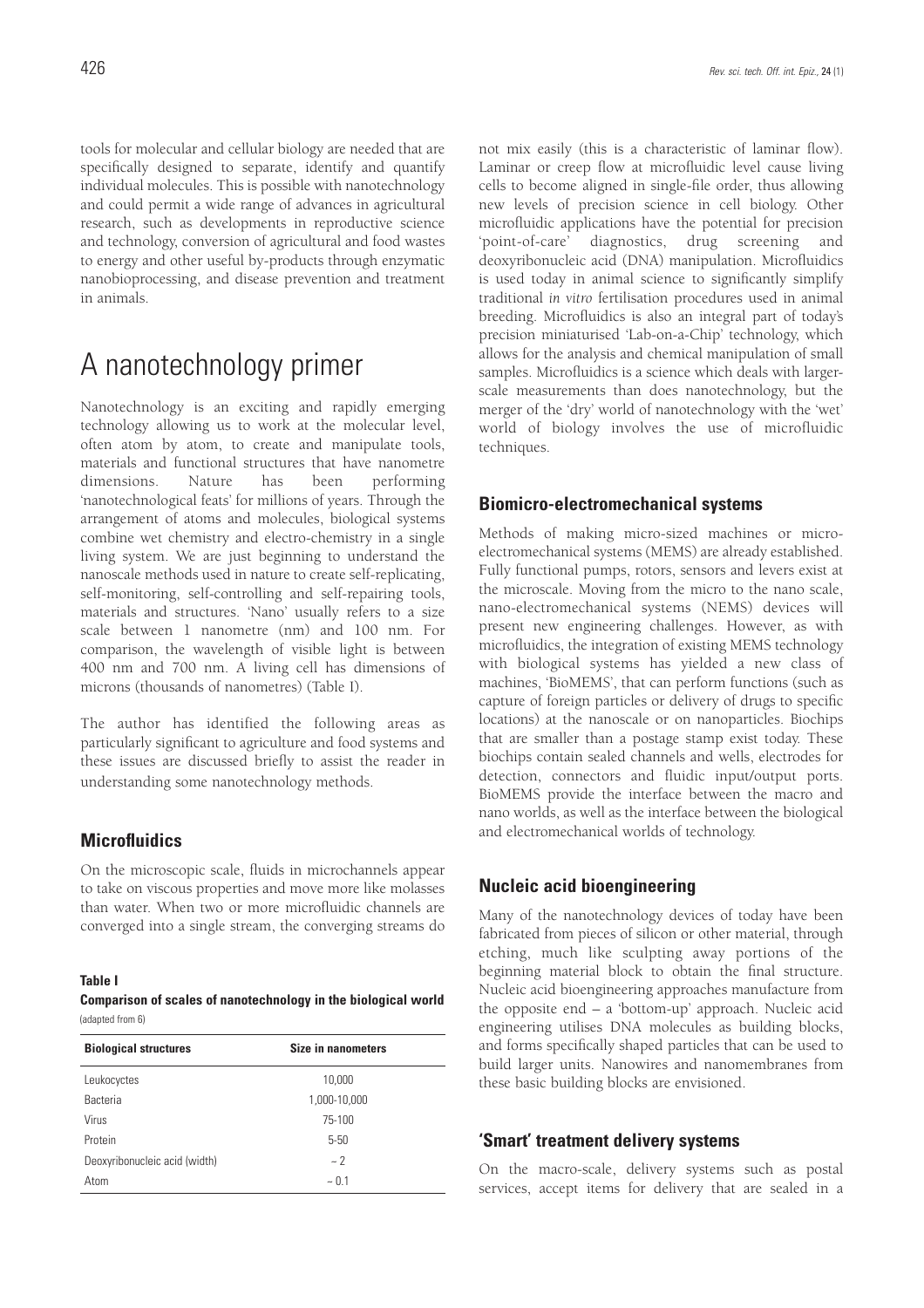tools for molecular and cellular biology are needed that are specifically designed to separate, identify and quantify individual molecules. This is possible with nanotechnology and could permit a wide range of advances in agricultural research, such as developments in reproductive science and technology, conversion of agricultural and food wastes to energy and other useful by-products through enzymatic nanobioprocessing, and disease prevention and treatment in animals.

# A nanotechnology primer

Nanotechnology is an exciting and rapidly emerging technology allowing us to work at the molecular level, often atom by atom, to create and manipulate tools, materials and functional structures that have nanometre dimensions. Nature has been performing 'nanotechnological feats' for millions of years. Through the arrangement of atoms and molecules, biological systems combine wet chemistry and electro-chemistry in a single living system. We are just beginning to understand the nanoscale methods used in nature to create self-replicating, self-monitoring, self-controlling and self-repairing tools, materials and structures. 'Nano' usually refers to a size scale between 1 nanometre (nm) and 100 nm. For comparison, the wavelength of visible light is between 400 nm and 700 nm. A living cell has dimensions of microns (thousands of nanometres) (Table I).

The author has identified the following areas as particularly significant to agriculture and food systems and these issues are discussed briefly to assist the reader in understanding some nanotechnology methods.

## Microfluidics

On the microscopic scale, fluids in microchannels appear to take on viscous properties and move more like molasses than water. When two or more microfluidic channels are converged into a single stream, the converging streams do not mix easily (this is a characteristic of laminar flow). Laminar or creep flow at microfluidic level cause living cells to become aligned in single-file order, thus allowing new levels of precision science in cell biology. Other microfluidic applications have the potential for precision 'point-of-care' diagnostics, drug screening and deoxyribonucleic acid (DNA) manipulation. Microfluidics is used today in animal science to significantly simplify traditional *in vitro* fertilisation procedures used in animal breeding. Microfluidics is also an integral part of today's precision miniaturised 'Lab-on-a-Chip' technology, which allows for the analysis and chemical manipulation of small samples. Microfluidics is a science which deals with larger-scale measurements than does nanotechnology, but the merger of the 'dry' world of nanotechnology with the 'wet' world of biology involves the use of microfluidic techniques.

**Table I**
**Comparison of scales of nanotechnology in the biological world**
(adapted from 6)

| Biological structures | Size in nanometers |
|---|---|
| Leukocyctes | 10,000 |
| Bacteria | 1,000-10,000 |
| Virus | 75-100 |
| Protein | 5-50 |
| Deoxyribonucleic acid (width) | ~ 2 |
| Atom | ~ 0.1 |

## Biomicro-electromechanical systems

Methods of making micro-sized machines or micro-electromechanical systems (MEMS) are already established. Fully functional pumps, rotors, sensors and levers exist at the microscale. Moving from the micro to the nano scale, nano-electromechanical systems (NEMS) devices will present new engineering challenges. However, as with microfluidics, the integration of existing MEMS technology with biological systems has yielded a new class of machines, 'BioMEMS', that can perform functions (such as capture of foreign particles or delivery of drugs to specific locations) at the nanoscale or on nanoparticles. Biochips that are smaller than a postage stamp exist today. These biochips contain sealed channels and wells, electrodes for detection, connectors and fluidic input/output ports. BioMEMS provide the interface between the macro and nano worlds, as well as the interface between the biological and electromechanical worlds of technology.

## Nucleic acid bioengineering

Many of the nanotechnology devices of today have been fabricated from pieces of silicon or other material, through etching, much like sculpting away portions of the beginning material block to obtain the final structure. Nucleic acid bioengineering approaches manufacture from the opposite end – a 'bottom-up' approach. Nucleic acid engineering utilises DNA molecules as building blocks, and forms specifically shaped particles that can be used to build larger units. Nanowires and nanomembranes from these basic building blocks are envisioned.

## 'Smart' treatment delivery systems

On the macro-scale, delivery systems such as postal services, accept items for delivery that are sealed in a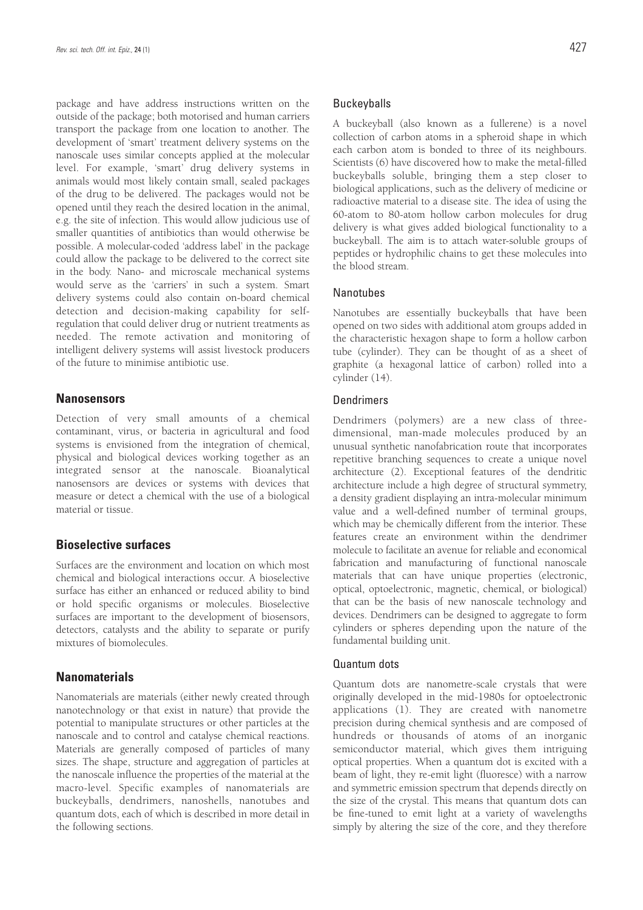package and have address instructions written on the outside of the package; both motorised and human carriers transport the package from one location to another. The development of 'smart' treatment delivery systems on the nanoscale uses similar concepts applied at the molecular level. For example, 'smart' drug delivery systems in animals would most likely contain small, sealed packages of the drug to be delivered. The packages would not be opened until they reach the desired location in the animal, e.g. the site of infection. This would allow judicious use of smaller quantities of antibiotics than would otherwise be possible. A molecular-coded 'address label' in the package could allow the package to be delivered to the correct site in the body. Nano- and microscale mechanical systems would serve as the 'carriers' in such a system. Smart delivery systems could also contain on-board chemical detection and decision-making capability for self-regulation that could deliver drug or nutrient treatments as needed. The remote activation and monitoring of intelligent delivery systems will assist livestock producers of the future to minimise antibiotic use.

## Nanosensors

Detection of very small amounts of a chemical contaminant, virus, or bacteria in agricultural and food systems is envisioned from the integration of chemical, physical and biological devices working together as an integrated sensor at the nanoscale. Bioanalytical nanosensors are devices or systems with devices that measure or detect a chemical with the use of a biological material or tissue.

## Bioselective surfaces

Surfaces are the environment and location on which most chemical and biological interactions occur. A bioselective surface has either an enhanced or reduced ability to bind or hold specific organisms or molecules. Bioselective surfaces are important to the development of biosensors, detectors, catalysts and the ability to separate or purify mixtures of biomolecules.

## Nanomaterials

Nanomaterials are materials (either newly created through nanotechnology or that exist in nature) that provide the potential to manipulate structures or other particles at the nanoscale and to control and catalyse chemical reactions. Materials are generally composed of particles of many sizes. The shape, structure and aggregation of particles at the nanoscale influence the properties of the material at the macro-level. Specific examples of nanomaterials are buckeyballs, dendrimers, nanoshells, nanotubes and quantum dots, each of which is described in more detail in the following sections.

### Buckeyballs

A buckeyball (also known as a fullerene) is a novel collection of carbon atoms in a spheroid shape in which each carbon atom is bonded to three of its neighbours. Scientists (6) have discovered how to make the metal-filled buckeyballs soluble, bringing them a step closer to biological applications, such as the delivery of medicine or radioactive material to a disease site. The idea of using the 60-atom to 80-atom hollow carbon molecules for drug delivery is what gives added biological functionality to a buckeyball. The aim is to attach water-soluble groups of peptides or hydrophilic chains to get these molecules into the blood stream.

### Nanotubes

Nanotubes are essentially buckeyballs that have been opened on two sides with additional atom groups added in the characteristic hexagon shape to form a hollow carbon tube (cylinder). They can be thought of as a sheet of graphite (a hexagonal lattice of carbon) rolled into a cylinder (14).

### Dendrimers

Dendrimers (polymers) are a new class of three-dimensional, man-made molecules produced by an unusual synthetic nanofabrication route that incorporates repetitive branching sequences to create a unique novel architecture (2). Exceptional features of the dendritic architecture include a high degree of structural symmetry, a density gradient displaying an intra-molecular minimum value and a well-defined number of terminal groups, which may be chemically different from the interior. These features create an environment within the dendrimer molecule to facilitate an avenue for reliable and economical fabrication and manufacturing of functional nanoscale materials that can have unique properties (electronic, optical, optoelectronic, magnetic, chemical, or biological) that can be the basis of new nanoscale technology and devices. Dendrimers can be designed to aggregate to form cylinders or spheres depending upon the nature of the fundamental building unit.

### Quantum dots

Quantum dots are nanometre-scale crystals that were originally developed in the mid-1980s for optoelectronic applications (1). They are created with nanometre precision during chemical synthesis and are composed of hundreds or thousands of atoms of an inorganic semiconductor material, which gives them intriguing optical properties. When a quantum dot is excited with a beam of light, they re-emit light (fluoresce) with a narrow and symmetric emission spectrum that depends directly on the size of the crystal. This means that quantum dots can be fine-tuned to emit light at a variety of wavelengths simply by altering the size of the core, and they therefore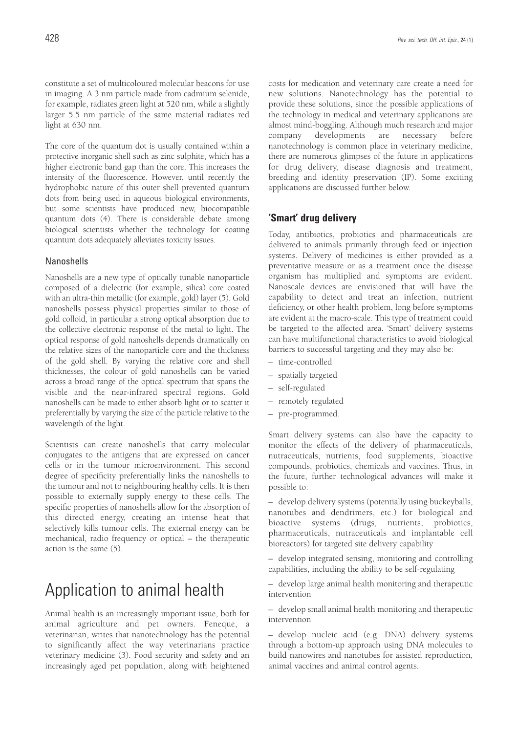constitute a set of multicoloured molecular beacons for use in imaging. A 3 nm particle made from cadmium selenide, for example, radiates green light at 520 nm, while a slightly larger 5.5 nm particle of the same material radiates red light at 630 nm.

The core of the quantum dot is usually contained within a protective inorganic shell such as zinc sulphite, which has a higher electronic band gap than the core. This increases the intensity of the fluorescence. However, until recently the hydrophobic nature of this outer shell prevented quantum dots from being used in aqueous biological environments, but some scientists have produced new, biocompatible quantum dots (4). There is considerable debate among biological scientists whether the technology for coating quantum dots adequately alleviates toxicity issues.

### Nanoshells

Nanoshells are a new type of optically tunable nanoparticle composed of a dielectric (for example, silica) core coated with an ultra-thin metallic (for example, gold) layer (5). Gold nanoshells possess physical properties similar to those of gold colloid, in particular a strong optical absorption due to the collective electronic response of the metal to light. The optical response of gold nanoshells depends dramatically on the relative sizes of the nanoparticle core and the thickness of the gold shell. By varying the relative core and shell thicknesses, the colour of gold nanoshells can be varied across a broad range of the optical spectrum that spans the visible and the near-infrared spectral regions. Gold nanoshells can be made to either absorb light or to scatter it preferentially by varying the size of the particle relative to the wavelength of the light.

Scientists can create nanoshells that carry molecular conjugates to the antigens that are expressed on cancer cells or in the tumour microenvironment. This second degree of specificity preferentially links the nanoshells to the tumour and not to neighbouring healthy cells. It is then possible to externally supply energy to these cells. The specific properties of nanoshells allow for the absorption of this directed energy, creating an intense heat that selectively kills tumour cells. The external energy can be mechanical, radio frequency or optical – the therapeutic action is the same (5).

# Application to animal health

Animal health is an increasingly important issue, both for animal agriculture and pet owners. Feneque, a veterinarian, writes that nanotechnology has the potential to significantly affect the way veterinarians practice veterinary medicine (3). Food security and safety and an increasingly aged pet population, along with heightened costs for medication and veterinary care create a need for new solutions. Nanotechnology has the potential to provide these solutions, since the possible applications of the technology in medical and veterinary applications are almost mind-boggling. Although much research and major company developments are necessary before nanotechnology is common place in veterinary medicine, there are numerous glimpses of the future in applications for drug delivery, disease diagnosis and treatment, breeding and identity preservation (IP). Some exciting applications are discussed further below.

## 'Smart' drug delivery

Today, antibiotics, probiotics and pharmaceuticals are delivered to animals primarily through feed or injection systems. Delivery of medicines is either provided as a preventative measure or as a treatment once the disease organism has multiplied and symptoms are evident. Nanoscale devices are envisioned that will have the capability to detect and treat an infection, nutrient deficiency, or other health problem, long before symptoms are evident at the macro-scale. This type of treatment could be targeted to the affected area. 'Smart' delivery systems can have multifunctional characteristics to avoid biological barriers to successful targeting and they may also be:

- time-controlled
- spatially targeted
- self-regulated
- remotely regulated
- pre-programmed.

Smart delivery systems can also have the capacity to monitor the effects of the delivery of pharmaceuticals, nutraceuticals, nutrients, food supplements, bioactive compounds, probiotics, chemicals and vaccines. Thus, in the future, further technological advances will make it possible to:

- develop delivery systems (potentially using buckeyballs, nanotubes and dendrimers, etc.) for biological and bioactive systems (drugs, nutrients, probiotics, pharmaceuticals, nutraceuticals and implantable cell bioreactors) for targeted site delivery capability
- develop integrated sensing, monitoring and controlling capabilities, including the ability to be self-regulating
- develop large animal health monitoring and therapeutic intervention
- develop small animal health monitoring and therapeutic intervention
- develop nucleic acid (e.g. DNA) delivery systems through a bottom-up approach using DNA molecules to build nanowires and nanotubes for assisted reproduction, animal vaccines and animal control agents.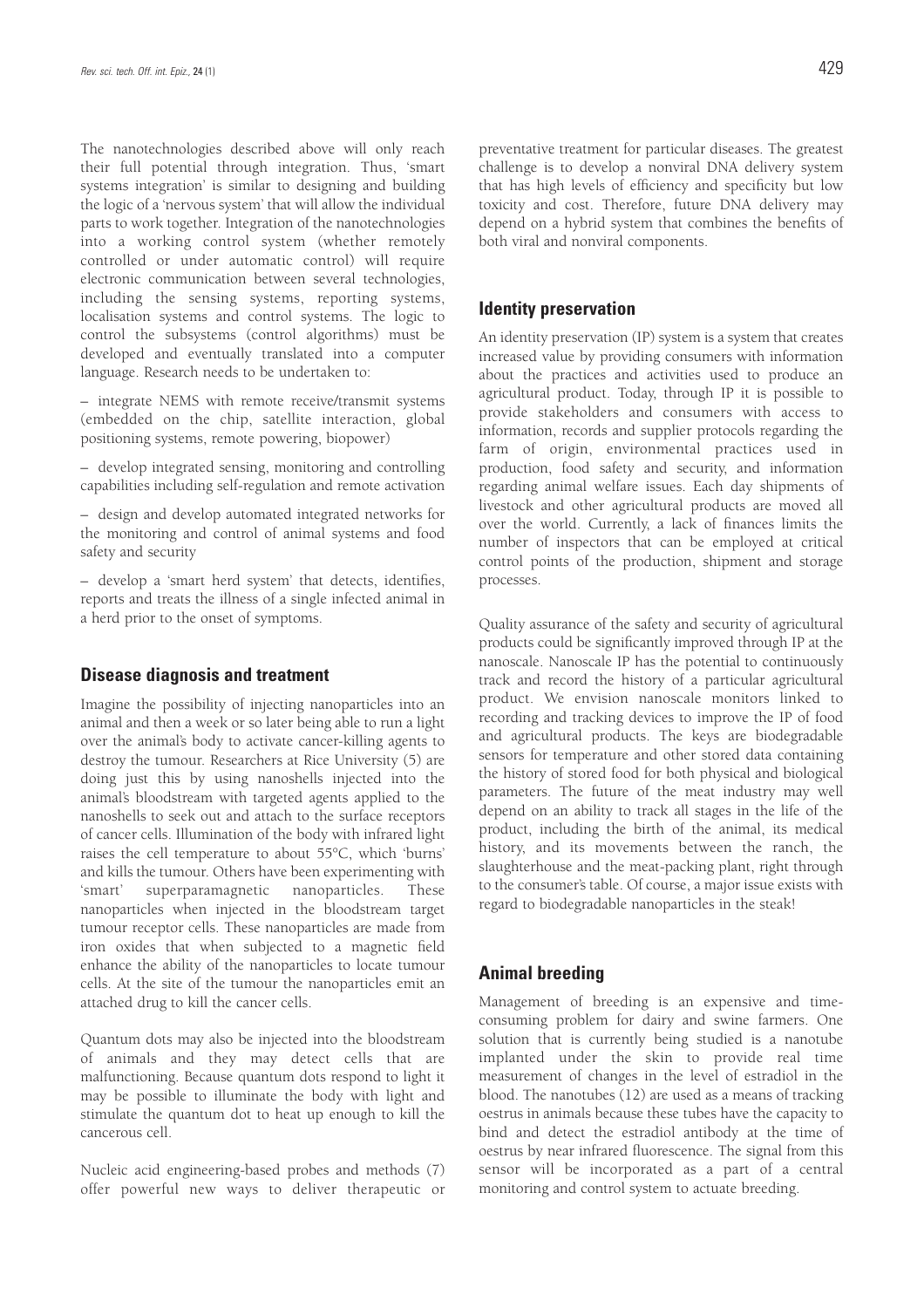The nanotechnologies described above will only reach their full potential through integration. Thus, 'smart systems integration' is similar to designing and building the logic of a 'nervous system' that will allow the individual parts to work together. Integration of the nanotechnologies into a working control system (whether remotely controlled or under automatic control) will require electronic communication between several technologies, including the sensing systems, reporting systems, localisation systems and control systems. The logic to control the subsystems (control algorithms) must be developed and eventually translated into a computer language. Research needs to be undertaken to:

– integrate NEMS with remote receive/transmit systems (embedded on the chip, satellite interaction, global positioning systems, remote powering, biopower)

– develop integrated sensing, monitoring and controlling capabilities including self-regulation and remote activation

– design and develop automated integrated networks for the monitoring and control of animal systems and food safety and security

– develop a 'smart herd system' that detects, identifies, reports and treats the illness of a single infected animal in a herd prior to the onset of symptoms.

## Disease diagnosis and treatment

Imagine the possibility of injecting nanoparticles into an animal and then a week or so later being able to run a light over the animal's body to activate cancer-killing agents to destroy the tumour. Researchers at Rice University (5) are doing just this by using nanoshells injected into the animal's bloodstream with targeted agents applied to the nanoshells to seek out and attach to the surface receptors of cancer cells. Illumination of the body with infrared light raises the cell temperature to about 55°C, which 'burns' and kills the tumour. Others have been experimenting with 'smart' superparamagnetic nanoparticles. These nanoparticles when injected in the bloodstream target tumour receptor cells. These nanoparticles are made from iron oxides that when subjected to a magnetic field enhance the ability of the nanoparticles to locate tumour cells. At the site of the tumour the nanoparticles emit an attached drug to kill the cancer cells.

Quantum dots may also be injected into the bloodstream of animals and they may detect cells that are malfunctioning. Because quantum dots respond to light it may be possible to illuminate the body with light and stimulate the quantum dot to heat up enough to kill the cancerous cell.

Nucleic acid engineering-based probes and methods (7) offer powerful new ways to deliver therapeutic or preventative treatment for particular diseases. The greatest challenge is to develop a nonviral DNA delivery system that has high levels of efficiency and specificity but low toxicity and cost. Therefore, future DNA delivery may depend on a hybrid system that combines the benefits of both viral and nonviral components.

## Identity preservation

An identity preservation (IP) system is a system that creates increased value by providing consumers with information about the practices and activities used to produce an agricultural product. Today, through IP it is possible to provide stakeholders and consumers with access to information, records and supplier protocols regarding the farm of origin, environmental practices used in production, food safety and security, and information regarding animal welfare issues. Each day shipments of livestock and other agricultural products are moved all over the world. Currently, a lack of finances limits the number of inspectors that can be employed at critical control points of the production, shipment and storage processes.

Quality assurance of the safety and security of agricultural products could be significantly improved through IP at the nanoscale. Nanoscale IP has the potential to continuously track and record the history of a particular agricultural product. We envision nanoscale monitors linked to recording and tracking devices to improve the IP of food and agricultural products. The keys are biodegradable sensors for temperature and other stored data containing the history of stored food for both physical and biological parameters. The future of the meat industry may well depend on an ability to track all stages in the life of the product, including the birth of the animal, its medical history, and its movements between the ranch, the slaughterhouse and the meat-packing plant, right through to the consumer's table. Of course, a major issue exists with regard to biodegradable nanoparticles in the steak!

## Animal breeding

Management of breeding is an expensive and time-consuming problem for dairy and swine farmers. One solution that is currently being studied is a nanotube implanted under the skin to provide real time measurement of changes in the level of estradiol in the blood. The nanotubes (12) are used as a means of tracking oestrus in animals because these tubes have the capacity to bind and detect the estradiol antibody at the time of oestrus by near infrared fluorescence. The signal from this sensor will be incorporated as a part of a central monitoring and control system to actuate breeding.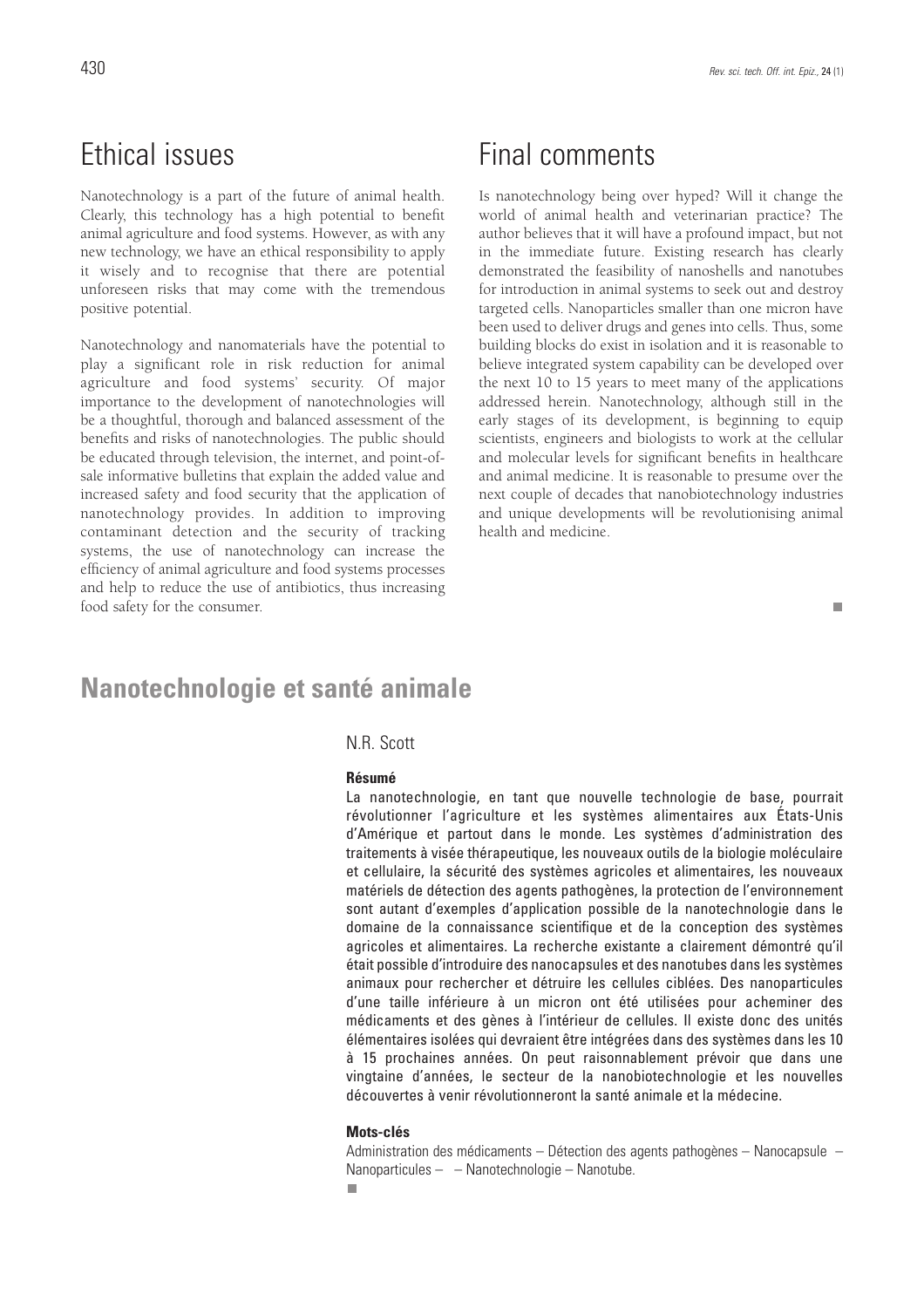## Ethical issues

Nanotechnology is a part of the future of animal health. Clearly, this technology has a high potential to benefit animal agriculture and food systems. However, as with any new technology, we have an ethical responsibility to apply it wisely and to recognise that there are potential unforeseen risks that may come with the tremendous positive potential.

Nanotechnology and nanomaterials have the potential to play a significant role in risk reduction for animal agriculture and food systems' security. Of major importance to the development of nanotechnologies will be a thoughtful, thorough and balanced assessment of the benefits and risks of nanotechnologies. The public should be educated through television, the internet, and point-of-sale informative bulletins that explain the added value and increased safety and food security that the application of nanotechnology provides. In addition to improving contaminant detection and the security of tracking systems, the use of nanotechnology can increase the efficiency of animal agriculture and food systems processes and help to reduce the use of antibiotics, thus increasing food safety for the consumer.

## Final comments

Is nanotechnology being over hyped? Will it change the world of animal health and veterinarian practice? The author believes that it will have a profound impact, but not in the immediate future. Existing research has clearly demonstrated the feasibility of nanoshells and nanotubes for introduction in animal systems to seek out and destroy targeted cells. Nanoparticles smaller than one micron have been used to deliver drugs and genes into cells. Thus, some building blocks do exist in isolation and it is reasonable to believe integrated system capability can be developed over the next 10 to 15 years to meet many of the applications addressed herein. Nanotechnology, although still in the early stages of its development, is beginning to equip scientists, engineers and biologists to work at the cellular and molecular levels for significant benefits in healthcare and animal medicine. It is reasonable to presume over the next couple of decades that nanobiotechnology industries and unique developments will be revolutionising animal health and medicine.

■

# Nanotechnologie et santé animale

N.R. Scott

**Résumé**

La nanotechnologie, en tant que nouvelle technologie de base, pourrait révolutionner l'agriculture et les systèmes alimentaires aux États-Unis d'Amérique et partout dans le monde. Les systèmes d'administration des traitements à visée thérapeutique, les nouveaux outils de la biologie moléculaire et cellulaire, la sécurité des systèmes agricoles et alimentaires, les nouveaux matériels de détection des agents pathogènes, la protection de l'environnement sont autant d'exemples d'application possible de la nanotechnologie dans le domaine de la connaissance scientifique et de la conception des systèmes agricoles et alimentaires. La recherche existante a clairement démontré qu'il était possible d'introduire des nanocapsules et des nanotubes dans les systèmes animaux pour rechercher et détruire les cellules ciblées. Des nanoparticules d'une taille inférieure à un micron ont été utilisées pour acheminer des médicaments et des gènes à l'intérieur de cellules. Il existe donc des unités élémentaires isolées qui devraient être intégrées dans des systèmes dans les 10 à 15 prochaines années. On peut raisonnablement prévoir que dans une vingtaine d'années, le secteur de la nanobiotechnologie et les nouvelles découvertes à venir révolutionneront la santé animale et la médecine.

**Mots-clés**

Administration des médicaments – Détection des agents pathogènes – Nanocapsule – Nanoparticules – – Nanotechnologie – Nanotube.

■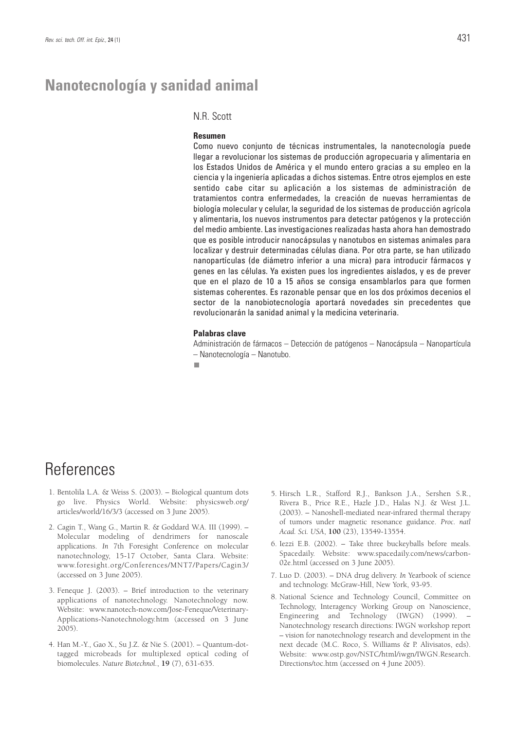# Nanotecnología y sanidad animal

N.R. Scott

**Resumen**

Como nuevo conjunto de técnicas instrumentales, la nanotecnología puede llegar a revolucionar los sistemas de producción agropecuaria y alimentaria en los Estados Unidos de América y el mundo entero gracias a su empleo en la ciencia y la ingeniería aplicadas a dichos sistemas. Entre otros ejemplos en este sentido cabe citar su aplicación a los sistemas de administración de tratamientos contra enfermedades, la creación de nuevas herramientas de biología molecular y celular, la seguridad de los sistemas de producción agrícola y alimentaria, los nuevos instrumentos para detectar patógenos y la protección del medio ambiente. Las investigaciones realizadas hasta ahora han demostrado que es posible introducir nanocápsulas y nanotubos en sistemas animales para localizar y destruir determinadas células diana. Por otra parte, se han utilizado nanopartículas (de diámetro inferior a una micra) para introducir fármacos y genes en las células. Ya existen pues los ingredientes aislados, y es de prever que en el plazo de 10 a 15 años se consiga ensamblarlos para que formen sistemas coherentes. Es razonable pensar que en los dos próximos decenios el sector de la nanobiotecnología aportará novedades sin precedentes que revolucionarán la sanidad animal y la medicina veterinaria.

**Palabras clave**

Administración de fármacos – Detección de patógenos – Nanocápsula – Nanopartícula – Nanotecnología – Nanotubo.

# References

1. Bentolila L.A. & Weiss S. (2003). – Biological quantum dots go live. Physics World. Website: physicsweb.org/articles/world/16/3/3 (accessed on 3 June 2005).

2. Cagin T., Wang G., Martin R. & Goddard W.A. III (1999). – Molecular modeling of dendrimers for nanoscale applications. *In* 7th Foresight Conference on molecular nanotechnology, 15-17 October, Santa Clara. Website: www.foresight.org/Conferences/MNT7/Papers/Cagin3/ (accessed on 3 June 2005).

3. Feneque J. (2003). – Brief introduction to the veterinary applications of nanotechnology. Nanotechnology now. Website: www.nanotech-now.com/Jose-Feneque/Veterinary-Applications-Nanotechnology.htm (accessed on 3 June 2005).

4. Han M.-Y., Gao X., Su J.Z. & Nie S. (2001). – Quantum-dot-tagged microbeads for multiplexed optical coding of biomolecules. *Nature Biotechnol.*, **19** (7), 631-635.

5. Hirsch L.R., Stafford R.J., Bankson J.A., Sershen S.R., Rivera B., Price R.E., Hazle J.D., Halas N.J. & West J.L. (2003). – Nanoshell-mediated near-infrared thermal therapy of tumors under magnetic resonance guidance. *Proc. natl Acad. Sci. USA*, **100** (23), 13549-13554.

6. Iezzi E.B. (2002). – Take three buckeyballs before meals. Spacedaily. Website: www.spacedaily.com/news/carbon-02e.html (accessed on 3 June 2005).

7. Luo D. (2003). – DNA drug delivery. *In* Yearbook of science and technology. McGraw-Hill, New York, 93-95.

8. National Science and Technology Council, Committee on Technology, Interagency Working Group on Nanoscience, Engineering and Technology (IWGN) (1999). – Nanotechnology research directions: IWGN workshop report – vision for nanotechnology research and development in the next decade (M.C. Roco, S. Williams & P. Alivisatos, eds). Website: www.ostp.gov/NSTC/html/iwgn/IWGN.Research.Directions/toc.htm (accessed on 4 June 2005).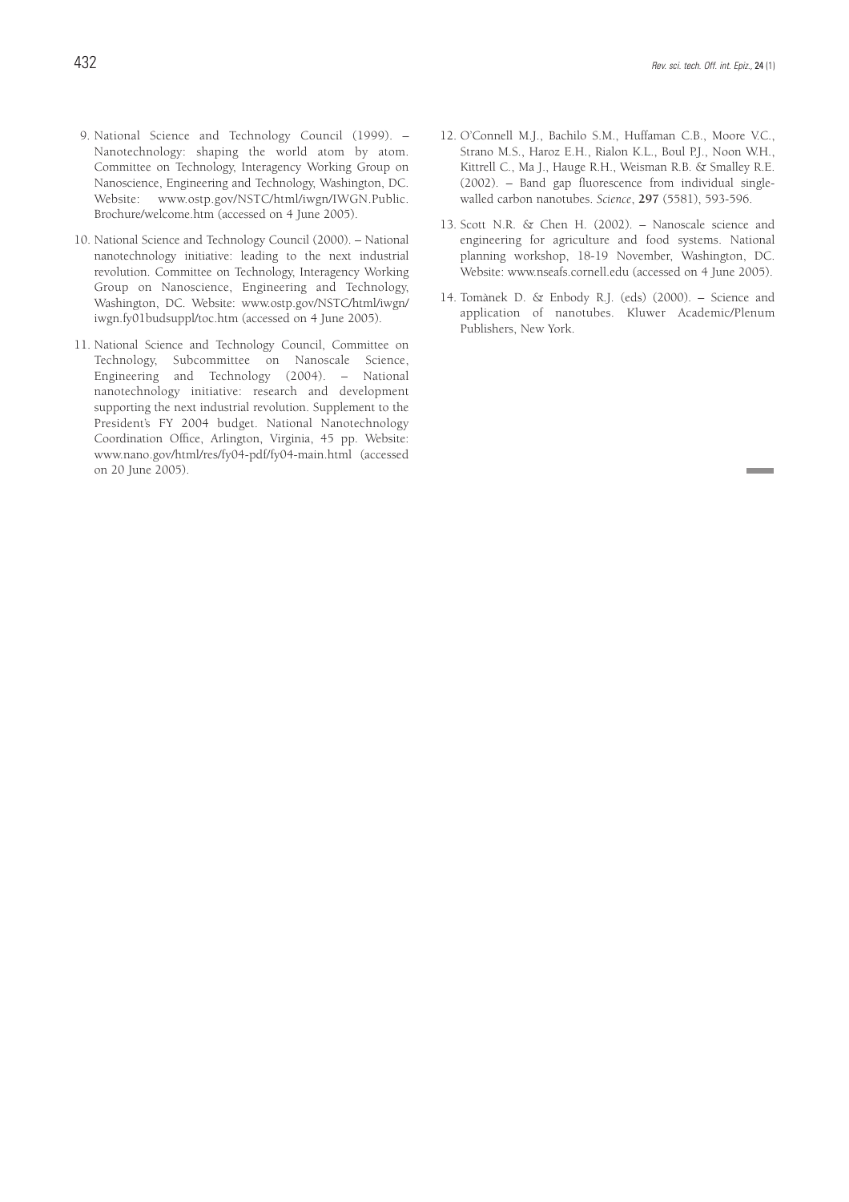9. National Science and Technology Council (1999). – Nanotechnology: shaping the world atom by atom. Committee on Technology, Interagency Working Group on Nanoscience, Engineering and Technology, Washington, DC. Website: www.ostp.gov/NSTC/html/iwgn/IWGN.Public.Brochure/welcome.htm (accessed on 4 June 2005).

10. National Science and Technology Council (2000). – National nanotechnology initiative: leading to the next industrial revolution. Committee on Technology, Interagency Working Group on Nanoscience, Engineering and Technology, Washington, DC. Website: www.ostp.gov/NSTC/html/iwgn/iwgn.fy01budsuppl/toc.htm (accessed on 4 June 2005).

11. National Science and Technology Council, Committee on Technology, Subcommittee on Nanoscale Science, Engineering and Technology (2004). – National nanotechnology initiative: research and development supporting the next industrial revolution. Supplement to the President's FY 2004 budget. National Nanotechnology Coordination Office, Arlington, Virginia, 45 pp. Website: www.nano.gov/html/res/fy04-pdf/fy04-main.html (accessed on 20 June 2005).

12. O'Connell M.J., Bachilo S.M., Huffaman C.B., Moore V.C., Strano M.S., Haroz E.H., Rialon K.L., Boul P.J., Noon W.H., Kittrell C., Ma J., Hauge R.H., Weisman R.B. & Smalley R.E. (2002). – Band gap fluorescence from individual single-walled carbon nanotubes. *Science*, **297** (5581), 593-596.

13. Scott N.R. & Chen H. (2002). – Nanoscale science and engineering for agriculture and food systems. National planning workshop, 18-19 November, Washington, DC. Website: www.nseafs.cornell.edu (accessed on 4 June 2005).

14. Tománek D. & Enbody R.J. (eds) (2000). – Science and application of nanotubes. Kluwer Academic/Plenum Publishers, New York.